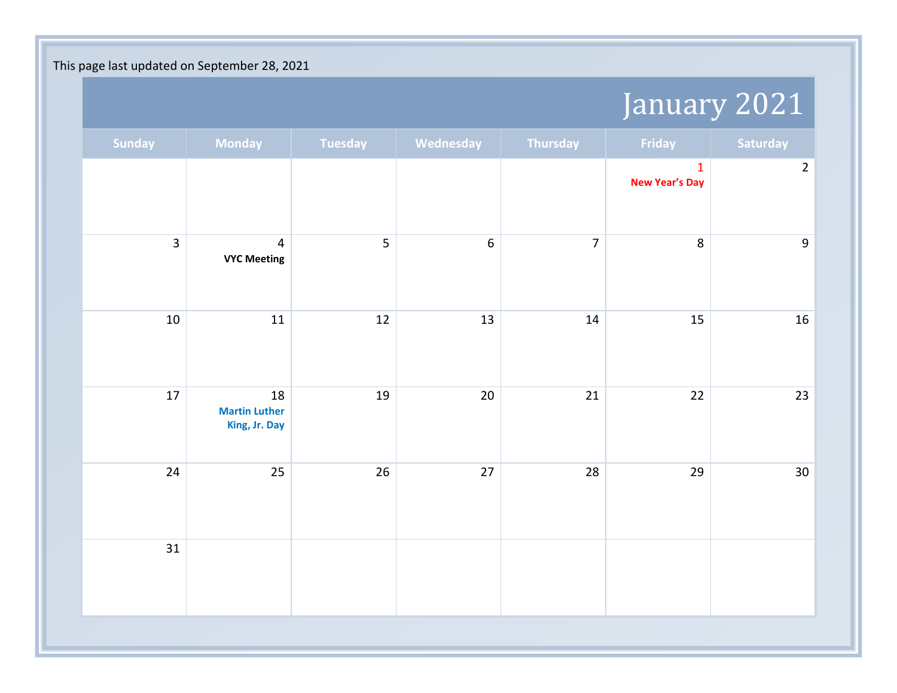This page last updated on September 28, 2021

# January 2021

| Sunday | Monday | Tuesday | Wednesday | Thursday | Friday | Saturday |
|---|---|---|---|---|---|---|
| | | | | | 1 New Year's Day | 2 |
| 3 | 4 **VYC Meeting** | 5 | 6 | 7 | 8 | 9 |
| 10 | 11 | 12 | 13 | 14 | 15 | 16 |
| 17 | 18 **Martin Luther King, Jr. Day** | 19 | 20 | 21 | 22 | 23 |
| 24 | 25 | 26 | 27 | 28 | 29 | 30 |
| 31 | | | | | | |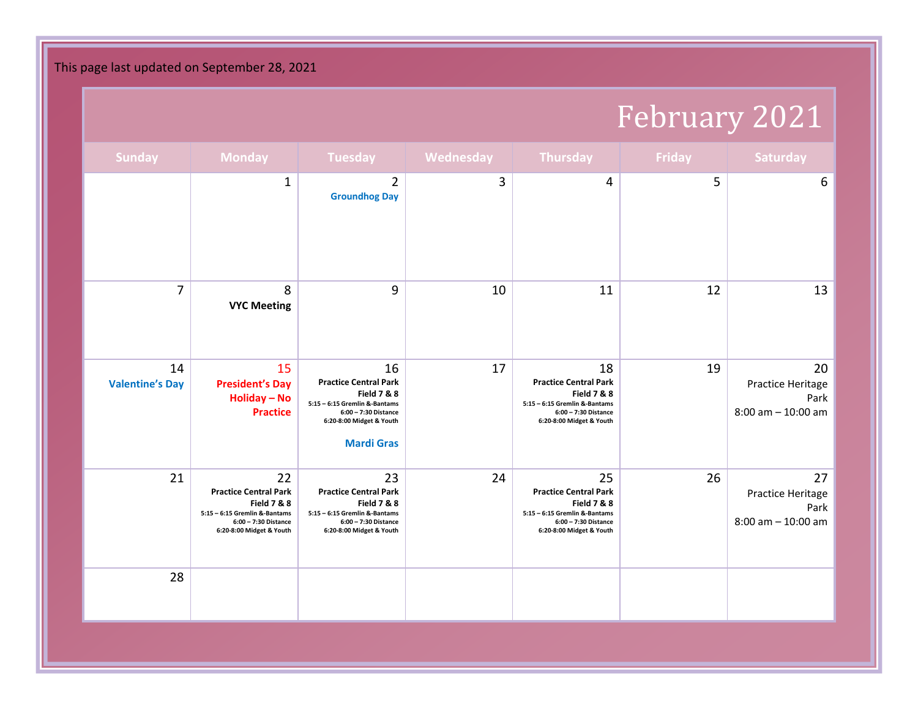This page last updated on September 28, 2021

# February 2021

| Sunday | Monday | Tuesday | Wednesday | Thursday | Friday | Saturday |
| --- | --- | --- | --- | --- | --- | --- |
| | 1 | 2 **Groundhog Day** | 3 | 4 | 5 | 6 |
| 7 | 8 **VYC Meeting** | 9 | 10 | 11 | 12 | 13 |
| 14 **Valentine's Day** | 15 **President's Day Holiday – No Practice** | 16 **Practice Central Park Field 7 & 8** 5:15 – 6:15 Gremlin &-Bantams 6:00 – 7:30 Distance 6:20-8:00 Midget & Youth **Mardi Gras** | 17 | 18 **Practice Central Park Field 7 & 8** 5:15 – 6:15 Gremlin &-Bantams 6:00 – 7:30 Distance 6:20-8:00 Midget & Youth | 19 | 20 Practice Heritage Park 8:00 am – 10:00 am |
| 21 | 22 **Practice Central Park Field 7 & 8** 5:15 – 6:15 Gremlin &-Bantams 6:00 – 7:30 Distance 6:20-8:00 Midget & Youth | 23 **Practice Central Park Field 7 & 8** 5:15 – 6:15 Gremlin &-Bantams 6:00 – 7:30 Distance 6:20-8:00 Midget & Youth | 24 | 25 **Practice Central Park Field 7 & 8** 5:15 – 6:15 Gremlin &-Bantams 6:00 – 7:30 Distance 6:20-8:00 Midget & Youth | 26 | 27 Practice Heritage Park 8:00 am – 10:00 am |
| 28 | | | | | | |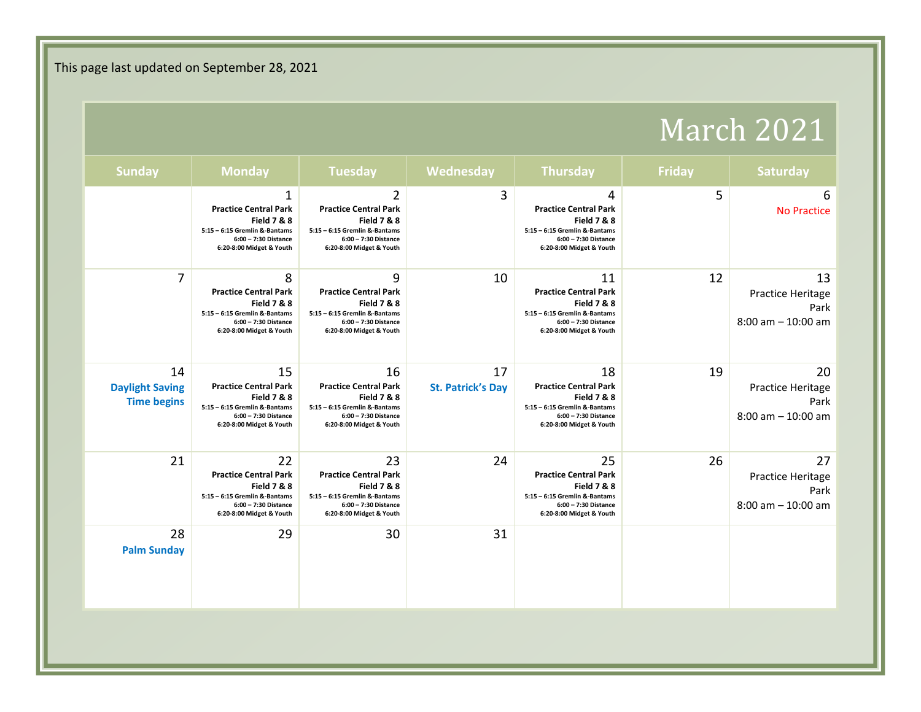This page last updated on September 28, 2021

# March 2021

| Sunday | Monday | Tuesday | Wednesday | Thursday | Friday | Saturday |
| --- | --- | --- | --- | --- | --- | --- |
| | 1 **Practice Central Park Field 7 & 8** 5:15 – 6:15 Gremlin &-Bantams 6:00 – 7:30 Distance 6:20-8:00 Midget & Youth | 2 **Practice Central Park Field 7 & 8** 5:15 – 6:15 Gremlin &-Bantams 6:00 – 7:30 Distance 6:20-8:00 Midget & Youth | 3 | 4 **Practice Central Park Field 7 & 8** 5:15 – 6:15 Gremlin &-Bantams 6:00 – 7:30 Distance 6:20-8:00 Midget & Youth | 5 | 6 No Practice |
| 7 | 8 **Practice Central Park Field 7 & 8** 5:15 – 6:15 Gremlin &-Bantams 6:00 – 7:30 Distance 6:20-8:00 Midget & Youth | 9 **Practice Central Park Field 7 & 8** 5:15 – 6:15 Gremlin &-Bantams 6:00 – 7:30 Distance 6:20-8:00 Midget & Youth | 10 | 11 **Practice Central Park Field 7 & 8** 5:15 – 6:15 Gremlin &-Bantams 6:00 – 7:30 Distance 6:20-8:00 Midget & Youth | 12 | 13 Practice Heritage Park 8:00 am – 10:00 am |
| 14 **Daylight Saving Time begins** | 15 **Practice Central Park Field 7 & 8** 5:15 – 6:15 Gremlin &-Bantams 6:00 – 7:30 Distance 6:20-8:00 Midget & Youth | 16 **Practice Central Park Field 7 & 8** 5:15 – 6:15 Gremlin &-Bantams 6:00 – 7:30 Distance 6:20-8:00 Midget & Youth | 17 **St. Patrick's Day** | 18 **Practice Central Park Field 7 & 8** 5:15 – 6:15 Gremlin &-Bantams 6:00 – 7:30 Distance 6:20-8:00 Midget & Youth | 19 | 20 Practice Heritage Park 8:00 am – 10:00 am |
| 21 | 22 **Practice Central Park Field 7 & 8** 5:15 – 6:15 Gremlin &-Bantams 6:00 – 7:30 Distance 6:20-8:00 Midget & Youth | 23 **Practice Central Park Field 7 & 8** 5:15 – 6:15 Gremlin &-Bantams 6:00 – 7:30 Distance 6:20-8:00 Midget & Youth | 24 | 25 **Practice Central Park Field 7 & 8** 5:15 – 6:15 Gremlin &-Bantams 6:00 – 7:30 Distance 6:20-8:00 Midget & Youth | 26 | 27 Practice Heritage Park 8:00 am – 10:00 am |
| 28 **Palm Sunday** | 29 | 30 | 31 | | | |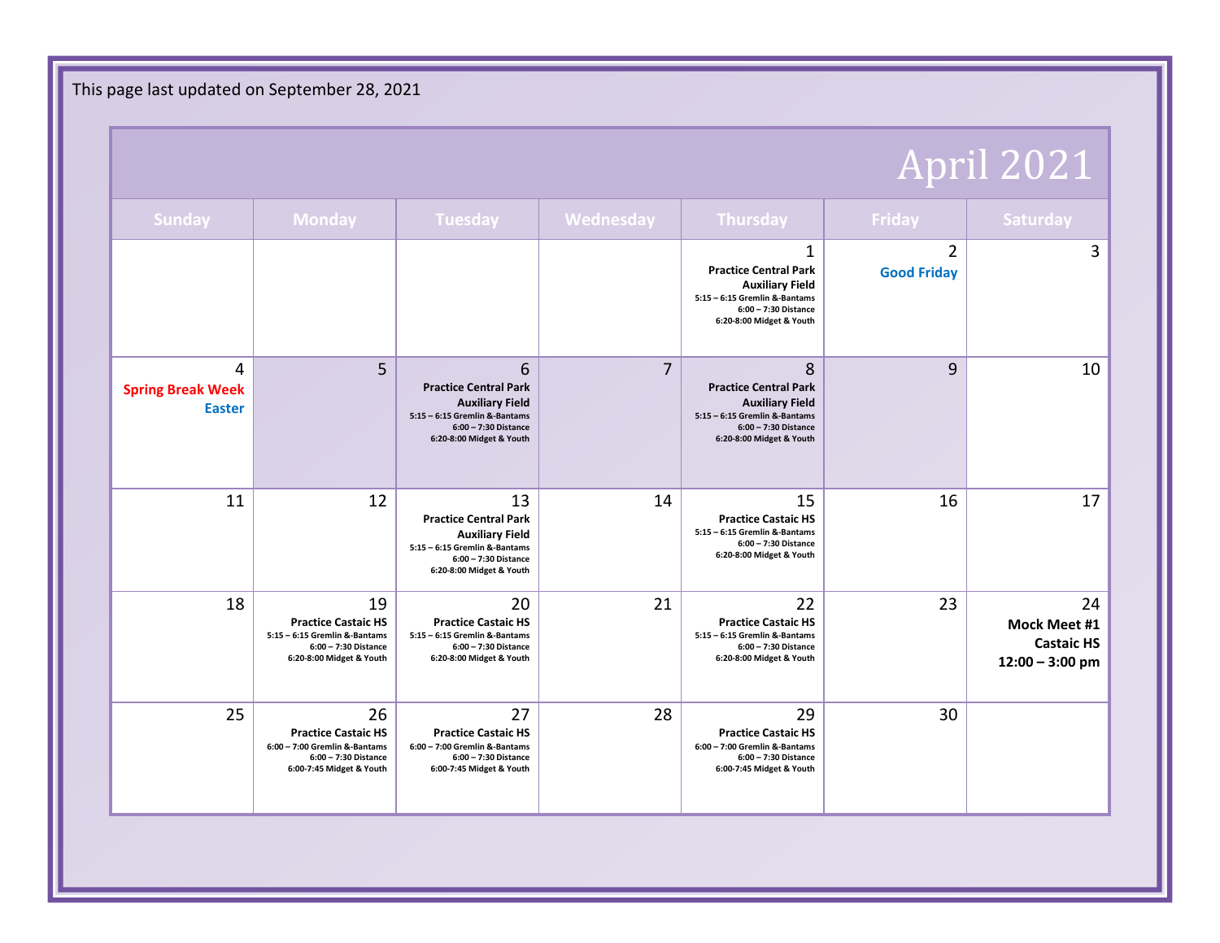This page last updated on September 28, 2021

# April 2021

| Sunday | Monday | Tuesday | Wednesday | Thursday | Friday | Saturday |
|---|---|---|---|---|---|---|
| | | | | 1<br>**Practice Central Park Auxiliary Field**<br>5:15 – 6:15 Gremlin &-Bantams<br>6:00 – 7:30 Distance<br>6:20-8:00 Midget & Youth | 2<br>**Good Friday** | 3 |
| 4<br>**Spring Break Week**<br>**Easter** | 5 | 6<br>**Practice Central Park Auxiliary Field**<br>5:15 – 6:15 Gremlin &-Bantams<br>6:00 – 7:30 Distance<br>6:20-8:00 Midget & Youth | 7 | 8<br>**Practice Central Park Auxiliary Field**<br>5:15 – 6:15 Gremlin &-Bantams<br>6:00 – 7:30 Distance<br>6:20-8:00 Midget & Youth | 9 | 10 |
| 11 | 12 | 13<br>**Practice Central Park Auxiliary Field**<br>5:15 – 6:15 Gremlin &-Bantams<br>6:00 – 7:30 Distance<br>6:20-8:00 Midget & Youth | 14 | 15<br>**Practice Castaic HS**<br>5:15 – 6:15 Gremlin &-Bantams<br>6:00 – 7:30 Distance<br>6:20-8:00 Midget & Youth | 16 | 17 |
| 18 | 19<br>**Practice Castaic HS**<br>5:15 – 6:15 Gremlin &-Bantams<br>6:00 – 7:30 Distance<br>6:20-8:00 Midget & Youth | 20<br>**Practice Castaic HS**<br>5:15 – 6:15 Gremlin &-Bantams<br>6:00 – 7:30 Distance<br>6:20-8:00 Midget & Youth | 21 | 22<br>**Practice Castaic HS**<br>5:15 – 6:15 Gremlin &-Bantams<br>6:00 – 7:30 Distance<br>6:20-8:00 Midget & Youth | 23 | 24<br>**Mock Meet #1**<br>**Castaic HS**<br>**12:00 – 3:00 pm** |
| 25 | 26<br>**Practice Castaic HS**<br>6:00 – 7:00 Gremlin &-Bantams<br>6:00 – 7:30 Distance<br>6:00-7:45 Midget & Youth | 27<br>**Practice Castaic HS**<br>6:00 – 7:00 Gremlin &-Bantams<br>6:00 – 7:30 Distance<br>6:00-7:45 Midget & Youth | 28 | 29<br>**Practice Castaic HS**<br>6:00 – 7:00 Gremlin &-Bantams<br>6:00 – 7:30 Distance<br>6:00-7:45 Midget & Youth | 30 | |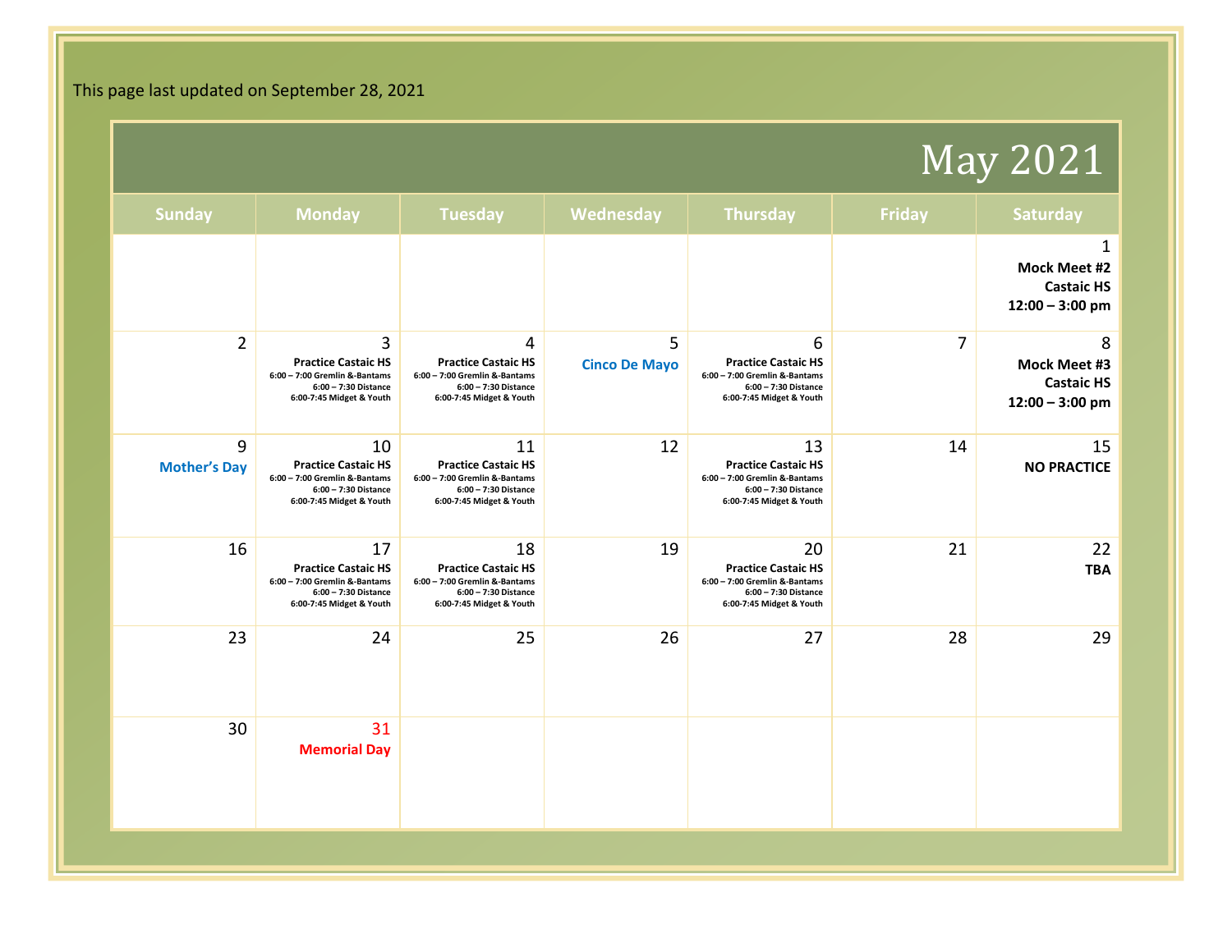This page last updated on September 28, 2021

# May 2021

| Sunday | Monday | Tuesday | Wednesday | Thursday | Friday | Saturday |
|---|---|---|---|---|---|---|
| | | | | | | 1 **Mock Meet #2** **Castaic HS** **12:00 – 3:00 pm** |
| 2 | 3 **Practice Castaic HS** 6:00 – 7:00 Gremlin &-Bantams 6:00 – 7:30 Distance 6:00-7:45 Midget & Youth | 4 **Practice Castaic HS** 6:00 – 7:00 Gremlin &-Bantams 6:00 – 7:30 Distance 6:00-7:45 Midget & Youth | 5 **Cinco De Mayo** | 6 **Practice Castaic HS** 6:00 – 7:00 Gremlin &-Bantams 6:00 – 7:30 Distance 6:00-7:45 Midget & Youth | 7 | 8 **Mock Meet #3** **Castaic HS** **12:00 – 3:00 pm** |
| 9 **Mother's Day** | 10 **Practice Castaic HS** 6:00 – 7:00 Gremlin &-Bantams 6:00 – 7:30 Distance 6:00-7:45 Midget & Youth | 11 **Practice Castaic HS** 6:00 – 7:00 Gremlin &-Bantams 6:00 – 7:30 Distance 6:00-7:45 Midget & Youth | 12 | 13 **Practice Castaic HS** 6:00 – 7:00 Gremlin &-Bantams 6:00 – 7:30 Distance 6:00-7:45 Midget & Youth | 14 | 15 **NO PRACTICE** |
| 16 | 17 **Practice Castaic HS** 6:00 – 7:00 Gremlin &-Bantams 6:00 – 7:30 Distance 6:00-7:45 Midget & Youth | 18 **Practice Castaic HS** 6:00 – 7:00 Gremlin &-Bantams 6:00 – 7:30 Distance 6:00-7:45 Midget & Youth | 19 | 20 **Practice Castaic HS** 6:00 – 7:00 Gremlin &-Bantams 6:00 – 7:30 Distance 6:00-7:45 Midget & Youth | 21 | 22 **TBA** |
| 23 | 24 | 25 | 26 | 27 | 28 | 29 |
| 30 | 31 **Memorial Day** | | | | | |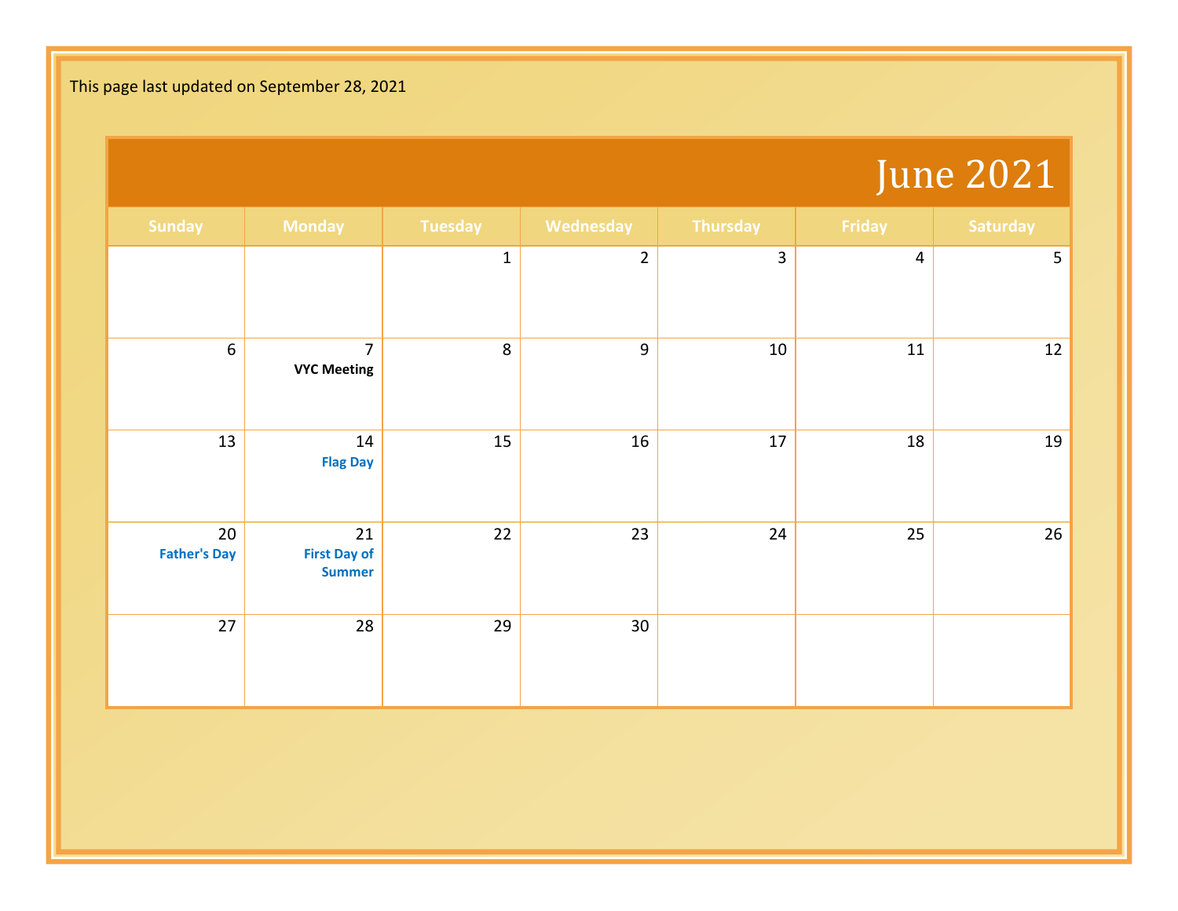This page last updated on September 28, 2021

# June 2021

| Sunday | Monday | Tuesday | Wednesday | Thursday | Friday | Saturday |
|---|---|---|---|---|---|---|
| | | 1 | 2 | 3 | 4 | 5 |
| 6 | 7 **VYC Meeting** | 8 | 9 | 10 | 11 | 12 |
| 13 | 14 **Flag Day** | 15 | 16 | 17 | 18 | 19 |
| 20 **Father's Day** | 21 **First Day of Summer** | 22 | 23 | 24 | 25 | 26 |
| 27 | 28 | 29 | 30 | | | |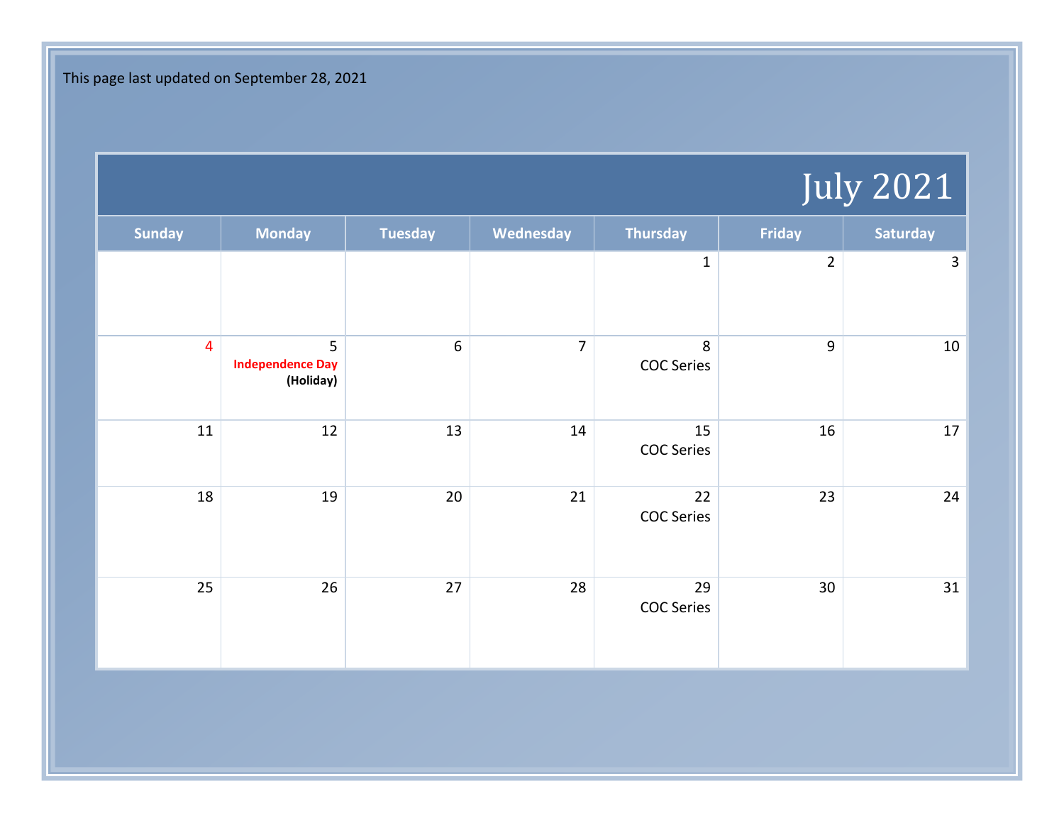This page last updated on September 28, 2021

# July 2021

| Sunday | Monday | Tuesday | Wednesday | Thursday | Friday | Saturday |
|---|---|---|---|---|---|---|
| | | | | 1 | 2 | 3 |
| 4 | 5 **Independence Day (Holiday)** | 6 | 7 | 8 COC Series | 9 | 10 |
| 11 | 12 | 13 | 14 | 15 COC Series | 16 | 17 |
| 18 | 19 | 20 | 21 | 22 COC Series | 23 | 24 |
| 25 | 26 | 27 | 28 | 29 COC Series | 30 | 31 |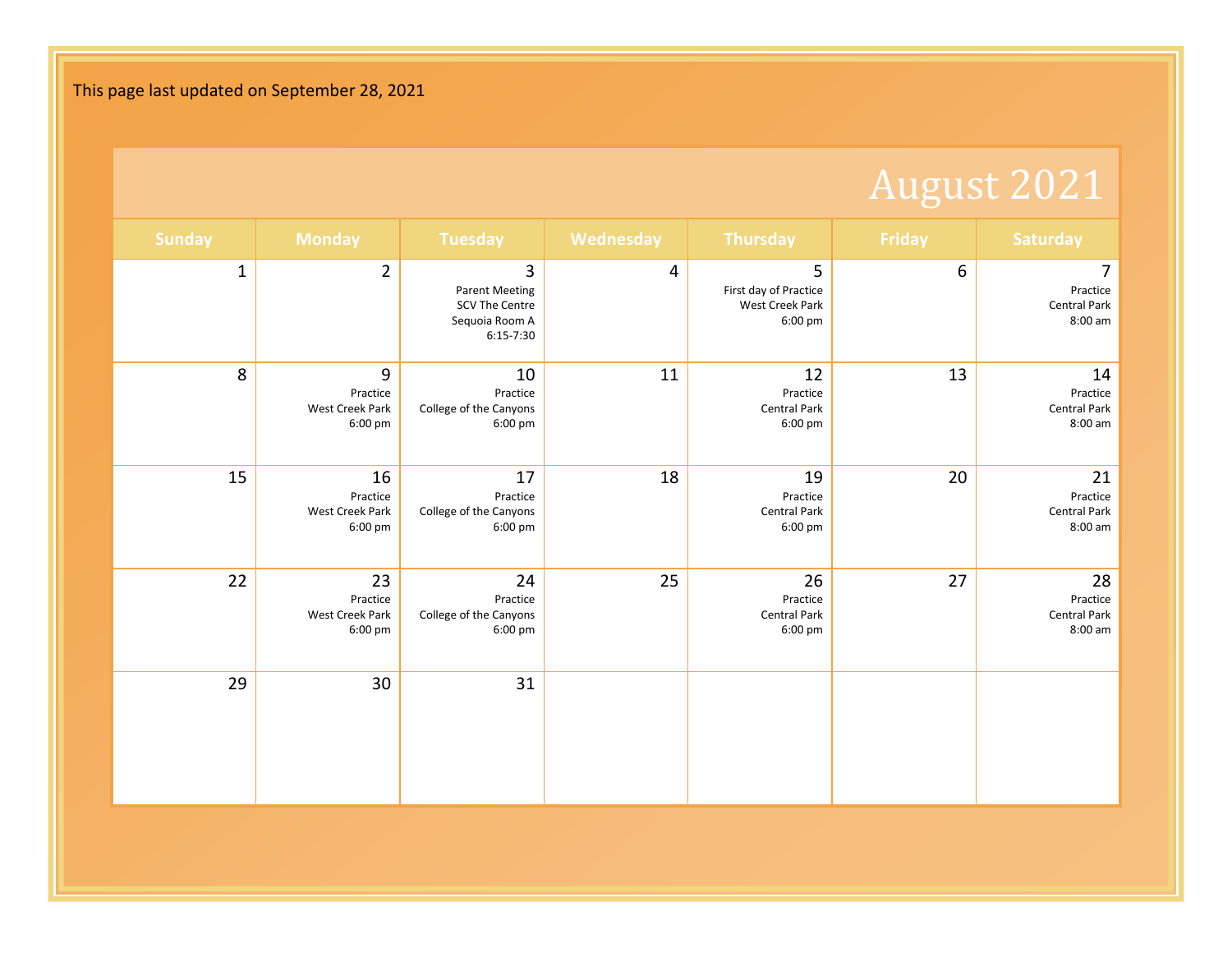This page last updated on September 28, 2021

# August 2021

| Sunday | Monday | Tuesday | Wednesday | Thursday | Friday | Saturday |
|---|---|---|---|---|---|---|
| 1 | 2 | 3<br>Parent Meeting<br>SCV The Centre<br>Sequoia Room A<br>6:15-7:30 | 4 | 5<br>First day of Practice<br>West Creek Park<br>6:00 pm | 6 | 7<br>Practice<br>Central Park<br>8:00 am |
| 8 | 9<br>Practice<br>West Creek Park<br>6:00 pm | 10<br>Practice<br>College of the Canyons<br>6:00 pm | 11 | 12<br>Practice<br>Central Park<br>6:00 pm | 13 | 14<br>Practice<br>Central Park<br>8:00 am |
| 15 | 16<br>Practice<br>West Creek Park<br>6:00 pm | 17<br>Practice<br>College of the Canyons<br>6:00 pm | 18 | 19<br>Practice<br>Central Park<br>6:00 pm | 20 | 21<br>Practice<br>Central Park<br>8:00 am |
| 22 | 23<br>Practice<br>West Creek Park<br>6:00 pm | 24<br>Practice<br>College of the Canyons<br>6:00 pm | 25 | 26<br>Practice<br>Central Park<br>6:00 pm | 27 | 28<br>Practice<br>Central Park<br>8:00 am |
| 29 | 30 | 31 | | | | |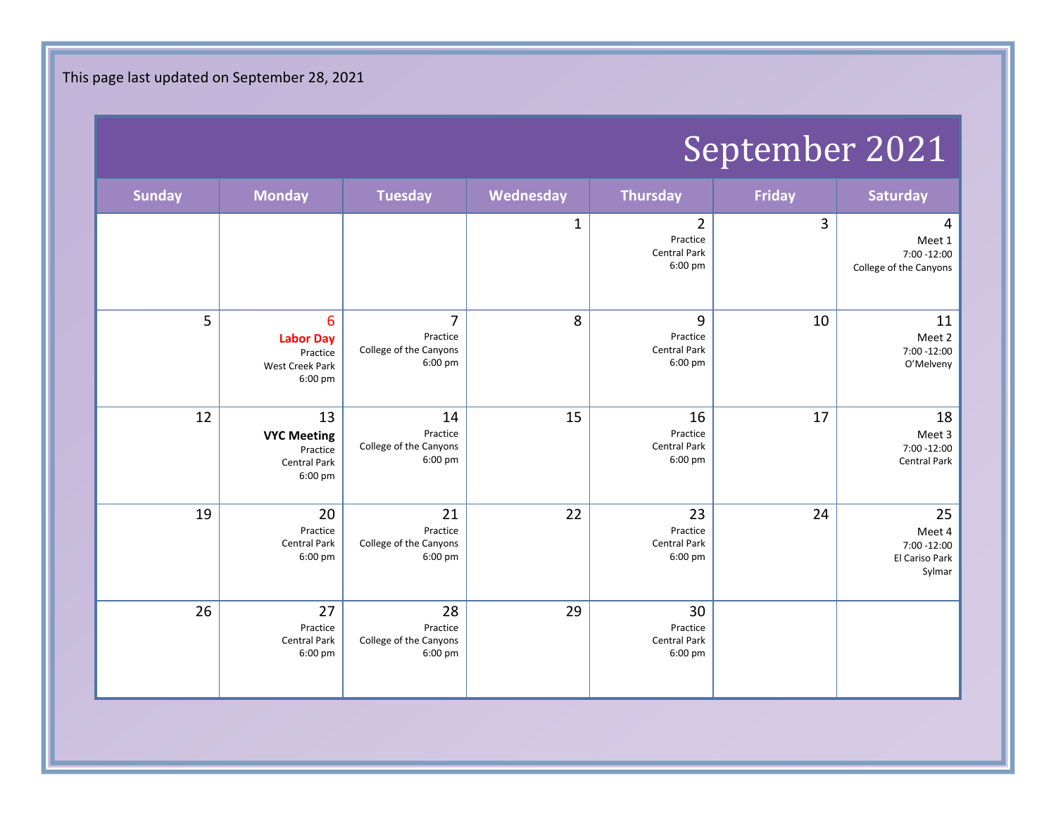This page last updated on September 28, 2021

# September 2021

| Sunday | Monday | Tuesday | Wednesday | Thursday | Friday | Saturday |
|---|---|---|---|---|---|---|
| | | | 1 | 2<br>Practice<br>Central Park<br>6:00 pm | 3 | 4<br>Meet 1<br>7:00 -12:00<br>College of the Canyons |
| 5 | 6<br>**Labor Day**<br>Practice<br>West Creek Park<br>6:00 pm | 7<br>Practice<br>College of the Canyons<br>6:00 pm | 8 | 9<br>Practice<br>Central Park<br>6:00 pm | 10 | 11<br>Meet 2<br>7:00 -12:00<br>O'Melveny |
| 12 | 13<br>**VYC Meeting**<br>Practice<br>Central Park<br>6:00 pm | 14<br>Practice<br>College of the Canyons<br>6:00 pm | 15 | 16<br>Practice<br>Central Park<br>6:00 pm | 17 | 18<br>Meet 3<br>7:00 -12:00<br>Central Park |
| 19 | 20<br>Practice<br>Central Park<br>6:00 pm | 21<br>Practice<br>College of the Canyons<br>6:00 pm | 22 | 23<br>Practice<br>Central Park<br>6:00 pm | 24 | 25<br>Meet 4<br>7:00 -12:00<br>El Cariso Park<br>Sylmar |
| 26 | 27<br>Practice<br>Central Park<br>6:00 pm | 28<br>Practice<br>College of the Canyons<br>6:00 pm | 29 | 30<br>Practice<br>Central Park<br>6:00 pm | | |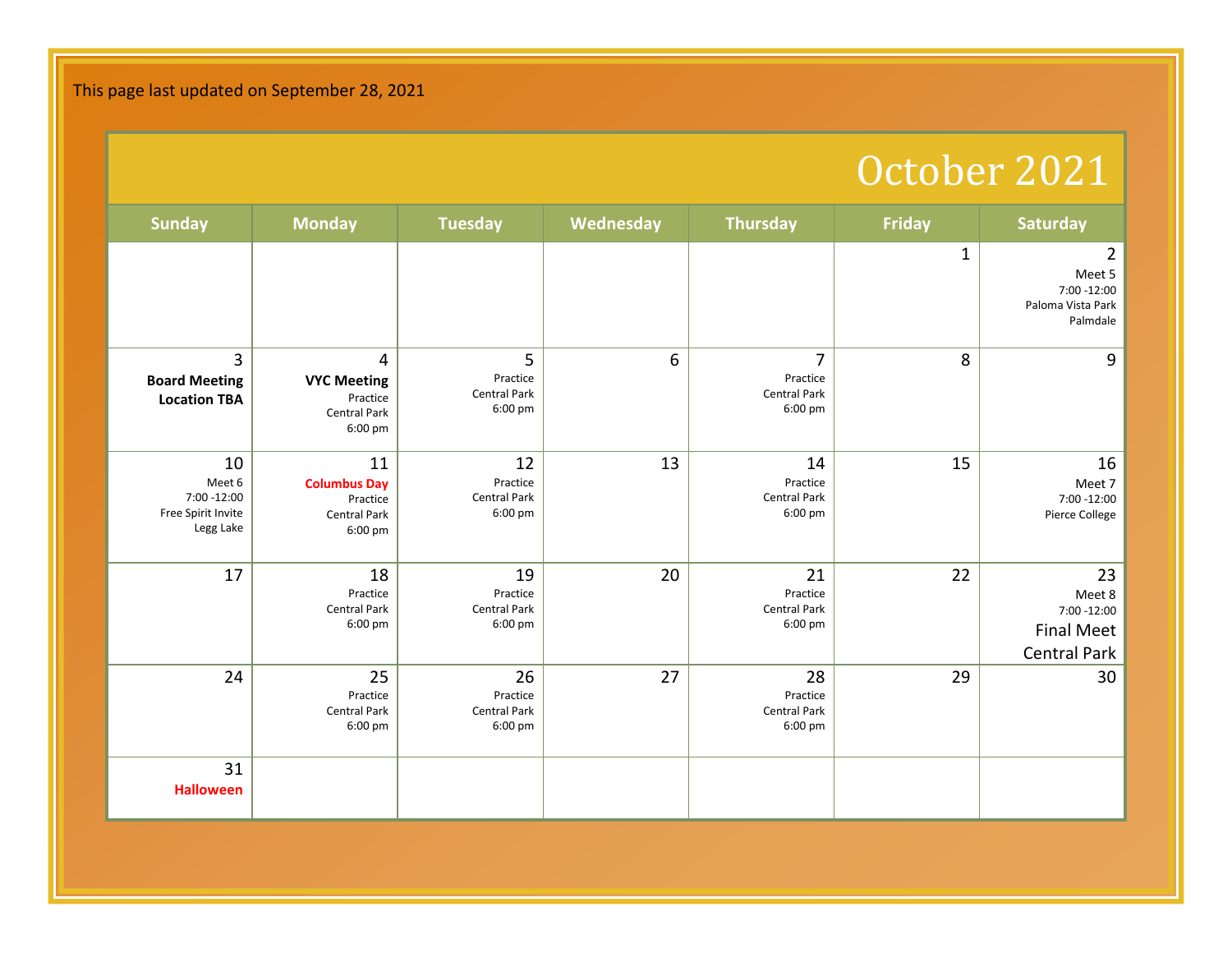This page last updated on September 28, 2021

# October 2021

| Sunday | Monday | Tuesday | Wednesday | Thursday | Friday | Saturday |
|---|---|---|---|---|---|---|
| | | | | | 1 | 2<br>Meet 5<br>7:00 -12:00<br>Paloma Vista Park<br>Palmdale |
| 3<br>**Board Meeting**<br>**Location TBA** | 4<br>**VYC Meeting**<br>Practice<br>Central Park<br>6:00 pm | 5<br>Practice<br>Central Park<br>6:00 pm | 6 | 7<br>Practice<br>Central Park<br>6:00 pm | 8 | 9 |
| 10<br>Meet 6<br>7:00 -12:00<br>Free Spirit Invite<br>Legg Lake | 11<br>**Columbus Day**<br>Practice<br>Central Park<br>6:00 pm | 12<br>Practice<br>Central Park<br>6:00 pm | 13 | 14<br>Practice<br>Central Park<br>6:00 pm | 15 | 16<br>Meet 7<br>7:00 -12:00<br>Pierce College |
| 17 | 18<br>Practice<br>Central Park<br>6:00 pm | 19<br>Practice<br>Central Park<br>6:00 pm | 20 | 21<br>Practice<br>Central Park<br>6:00 pm | 22 | 23<br>Meet 8<br>7:00 -12:00<br>Final Meet<br>Central Park |
| 24 | 25<br>Practice<br>Central Park<br>6:00 pm | 26<br>Practice<br>Central Park<br>6:00 pm | 27 | 28<br>Practice<br>Central Park<br>6:00 pm | 29 | 30 |
| 31<br>**Halloween** | | | | | | |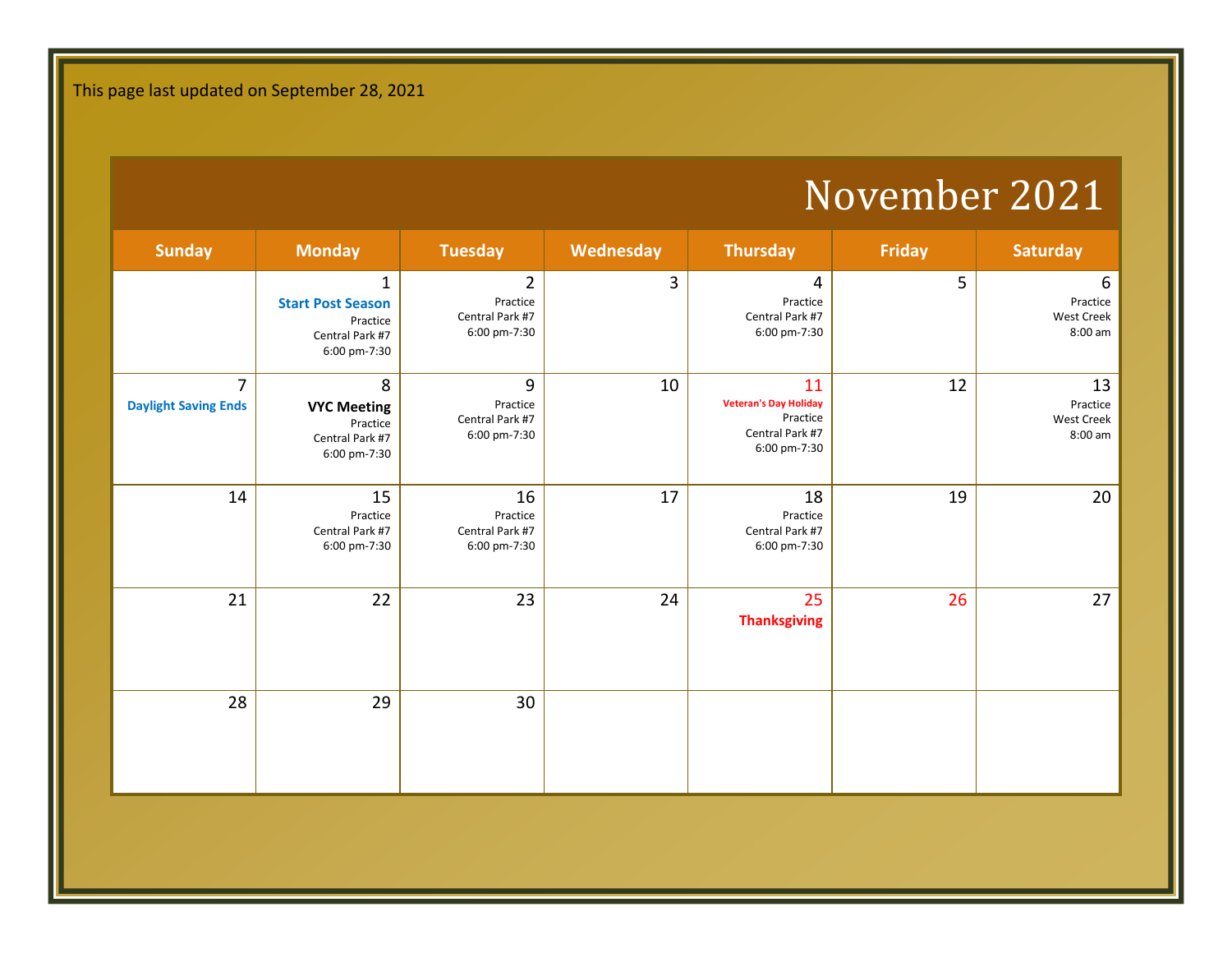This page last updated on September 28, 2021

# November 2021

| Sunday | Monday | Tuesday | Wednesday | Thursday | Friday | Saturday |
|---|---|---|---|---|---|---|
| | 1<br>**Start Post Season**<br>Practice<br>Central Park #7<br>6:00 pm-7:30 | 2<br>Practice<br>Central Park #7<br>6:00 pm-7:30 | 3 | 4<br>Practice<br>Central Park #7<br>6:00 pm-7:30 | 5 | 6<br>Practice<br>West Creek<br>8:00 am |
| 7<br>**Daylight Saving Ends** | 8<br>**VYC Meeting**<br>Practice<br>Central Park #7<br>6:00 pm-7:30 | 9<br>Practice<br>Central Park #7<br>6:00 pm-7:30 | 10 | 11<br>**Veteran's Day Holiday**<br>Practice<br>Central Park #7<br>6:00 pm-7:30 | 12 | 13<br>Practice<br>West Creek<br>8:00 am |
| 14 | 15<br>Practice<br>Central Park #7<br>6:00 pm-7:30 | 16<br>Practice<br>Central Park #7<br>6:00 pm-7:30 | 17 | 18<br>Practice<br>Central Park #7<br>6:00 pm-7:30 | 19 | 20 |
| 21 | 22 | 23 | 24 | 25<br>**Thanksgiving** | 26 | 27 |
| 28 | 29 | 30 | | | | |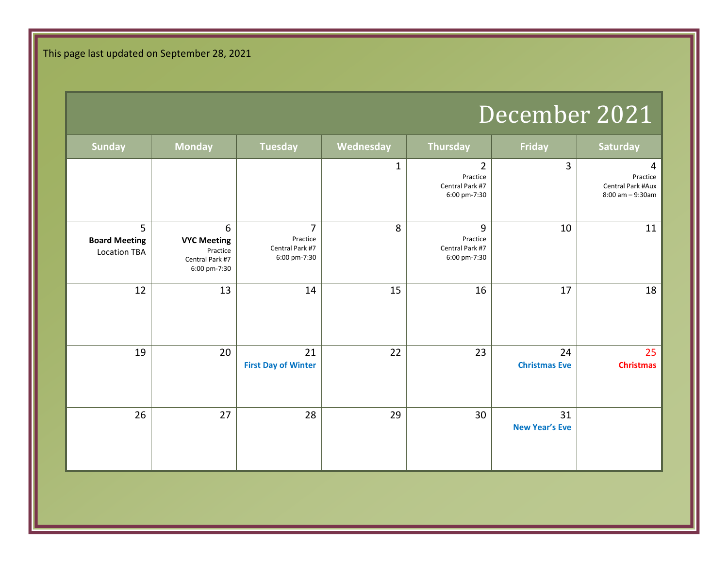This page last updated on September 28, 2021

# December 2021

| Sunday | Monday | Tuesday | Wednesday | Thursday | Friday | Saturday |
|---|---|---|---|---|---|---|
| | | | 1 | 2<br>Practice<br>Central Park #7<br>6:00 pm-7:30 | 3 | 4<br>Practice<br>Central Park #Aux<br>8:00 am – 9:30am |
| 5<br>**Board Meeting**<br>Location TBA | 6<br>**VYC Meeting**<br>Practice<br>Central Park #7<br>6:00 pm-7:30 | 7<br>Practice<br>Central Park #7<br>6:00 pm-7:30 | 8 | 9<br>Practice<br>Central Park #7<br>6:00 pm-7:30 | 10 | 11 |
| 12 | 13 | 14 | 15 | 16 | 17 | 18 |
| 19 | 20 | 21<br>**First Day of Winter** | 22 | 23 | 24<br>**Christmas Eve** | 25<br>**Christmas** |
| 26 | 27 | 28 | 29 | 30 | 31<br>**New Year's Eve** | |